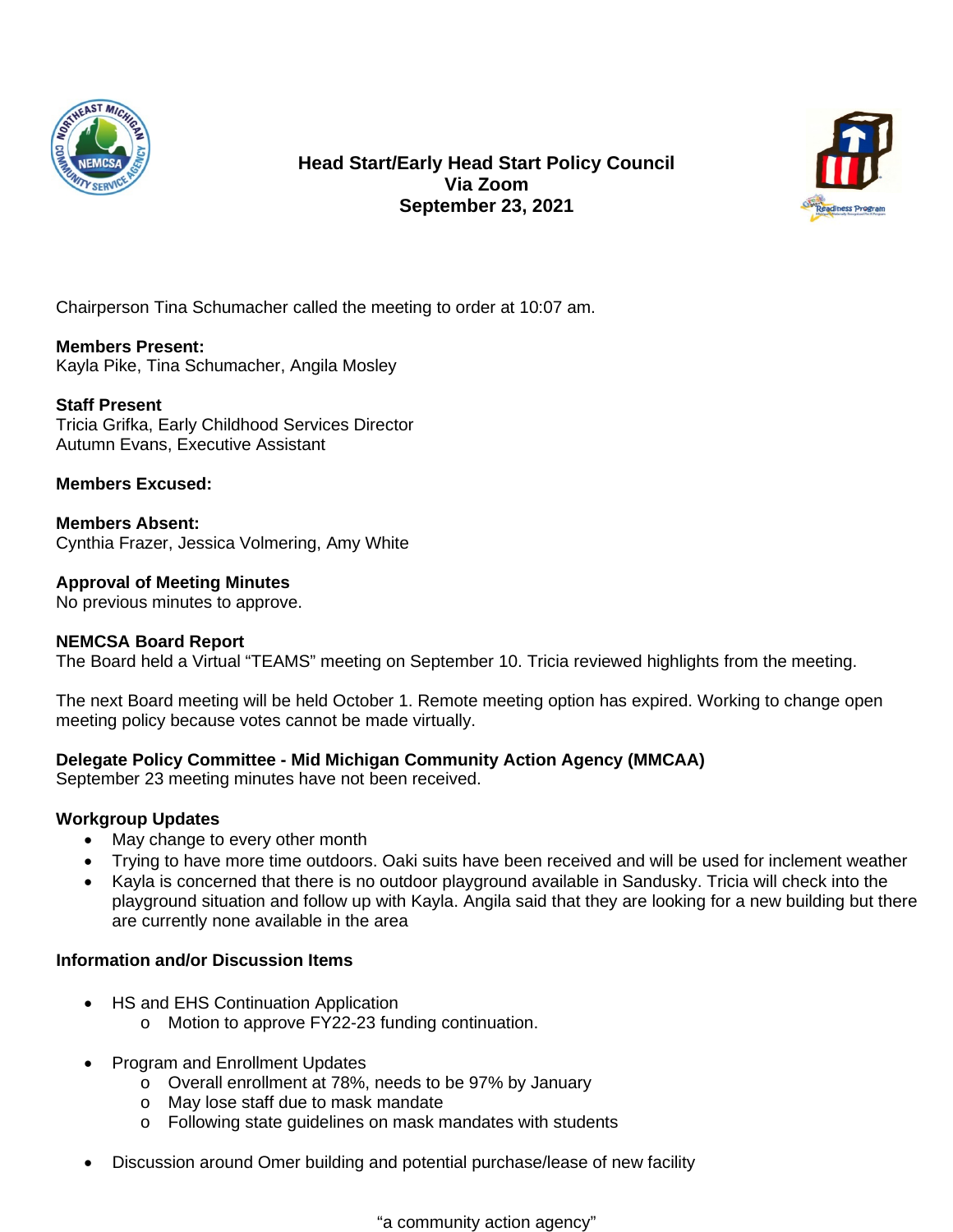# Head Start/Early Head Start Policy Council
## Via Zoom
## September 23, 2021

Chairperson Tina Schumacher called the meeting to order at 10:07 am.

**Members Present:**
Kayla Pike, Tina Schumacher, Angila Mosley

**Staff Present**
Tricia Grifka, Early Childhood Services Director
Autumn Evans, Executive Assistant

**Members Excused:**

**Members Absent:**
Cynthia Frazer, Jessica Volmering, Amy White

**Approval of Meeting Minutes**
No previous minutes to approve.

**NEMCSA Board Report**
The Board held a Virtual "TEAMS" meeting on September 10. Tricia reviewed highlights from the meeting.

The next Board meeting will be held October 1. Remote meeting option has expired. Working to change open meeting policy because votes cannot be made virtually.

**Delegate Policy Committee - Mid Michigan Community Action Agency (MMCAA)**
September 23 meeting minutes have not been received.

**Workgroup Updates**

- May change to every other month
- Trying to have more time outdoors. Oaki suits have been received and will be used for inclement weather
- Kayla is concerned that there is no outdoor playground available in Sandusky. Tricia will check into the playground situation and follow up with Kayla. Angila said that they are looking for a new building but there are currently none available in the area

**Information and/or Discussion Items**

- HS and EHS Continuation Application
  - Motion to approve FY22-23 funding continuation.
- Program and Enrollment Updates
  - Overall enrollment at 78%, needs to be 97% by January
  - May lose staff due to mask mandate
  - Following state guidelines on mask mandates with students
- Discussion around Omer building and potential purchase/lease of new facility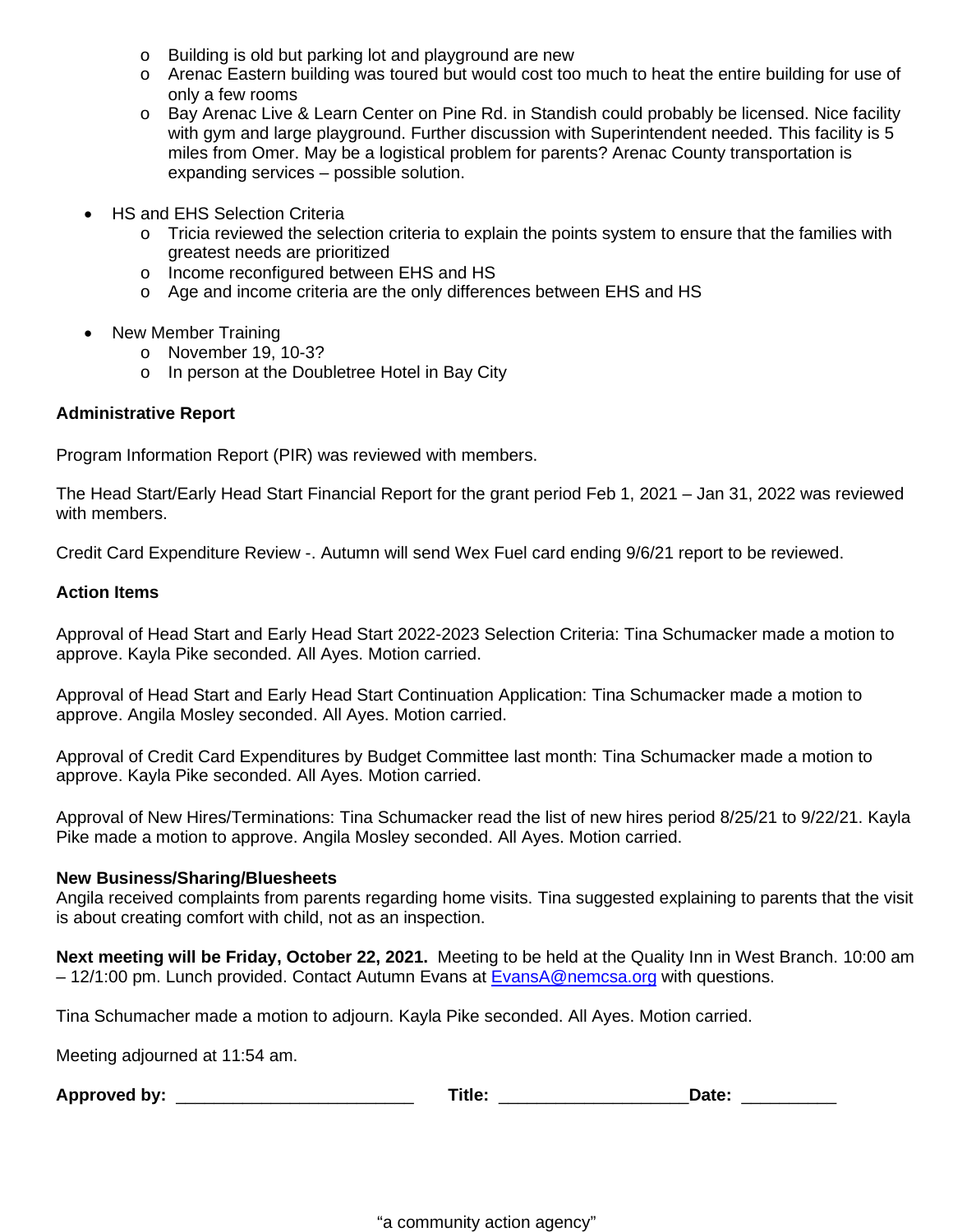- Building is old but parking lot and playground are new
- Arenac Eastern building was toured but would cost too much to heat the entire building for use of only a few rooms
- Bay Arenac Live & Learn Center on Pine Rd. in Standish could probably be licensed. Nice facility with gym and large playground. Further discussion with Superintendent needed. This facility is 5 miles from Omer. May be a logistical problem for parents? Arenac County transportation is expanding services – possible solution.

- HS and EHS Selection Criteria
  - Tricia reviewed the selection criteria to explain the points system to ensure that the families with greatest needs are prioritized
  - Income reconfigured between EHS and HS
  - Age and income criteria are the only differences between EHS and HS

- New Member Training
  - November 19, 10-3?
  - In person at the Doubletree Hotel in Bay City

**Administrative Report**

Program Information Report (PIR) was reviewed with members.

The Head Start/Early Head Start Financial Report for the grant period Feb 1, 2021 – Jan 31, 2022 was reviewed with members.

Credit Card Expenditure Review -. Autumn will send Wex Fuel card ending 9/6/21 report to be reviewed.

**Action Items**

Approval of Head Start and Early Head Start 2022-2023 Selection Criteria: Tina Schumacker made a motion to approve. Kayla Pike seconded. All Ayes. Motion carried.

Approval of Head Start and Early Head Start Continuation Application: Tina Schumacker made a motion to approve. Angila Mosley seconded. All Ayes. Motion carried.

Approval of Credit Card Expenditures by Budget Committee last month: Tina Schumacker made a motion to approve. Kayla Pike seconded. All Ayes. Motion carried.

Approval of New Hires/Terminations: Tina Schumacker read the list of new hires period 8/25/21 to 9/22/21. Kayla Pike made a motion to approve. Angila Mosley seconded. All Ayes. Motion carried.

**New Business/Sharing/Bluesheets**
Angila received complaints from parents regarding home visits. Tina suggested explaining to parents that the visit is about creating comfort with child, not as an inspection.

**Next meeting will be Friday, October 22, 2021.** Meeting to be held at the Quality Inn in West Branch. 10:00 am – 12/1:00 pm. Lunch provided. Contact Autumn Evans at EvansA@nemcsa.org with questions.

Tina Schumacher made a motion to adjourn. Kayla Pike seconded. All Ayes. Motion carried.

Meeting adjourned at 11:54 am.

**Approved by:** ________________________ **Title:** ___________________ **Date:** __________

"a community action agency"